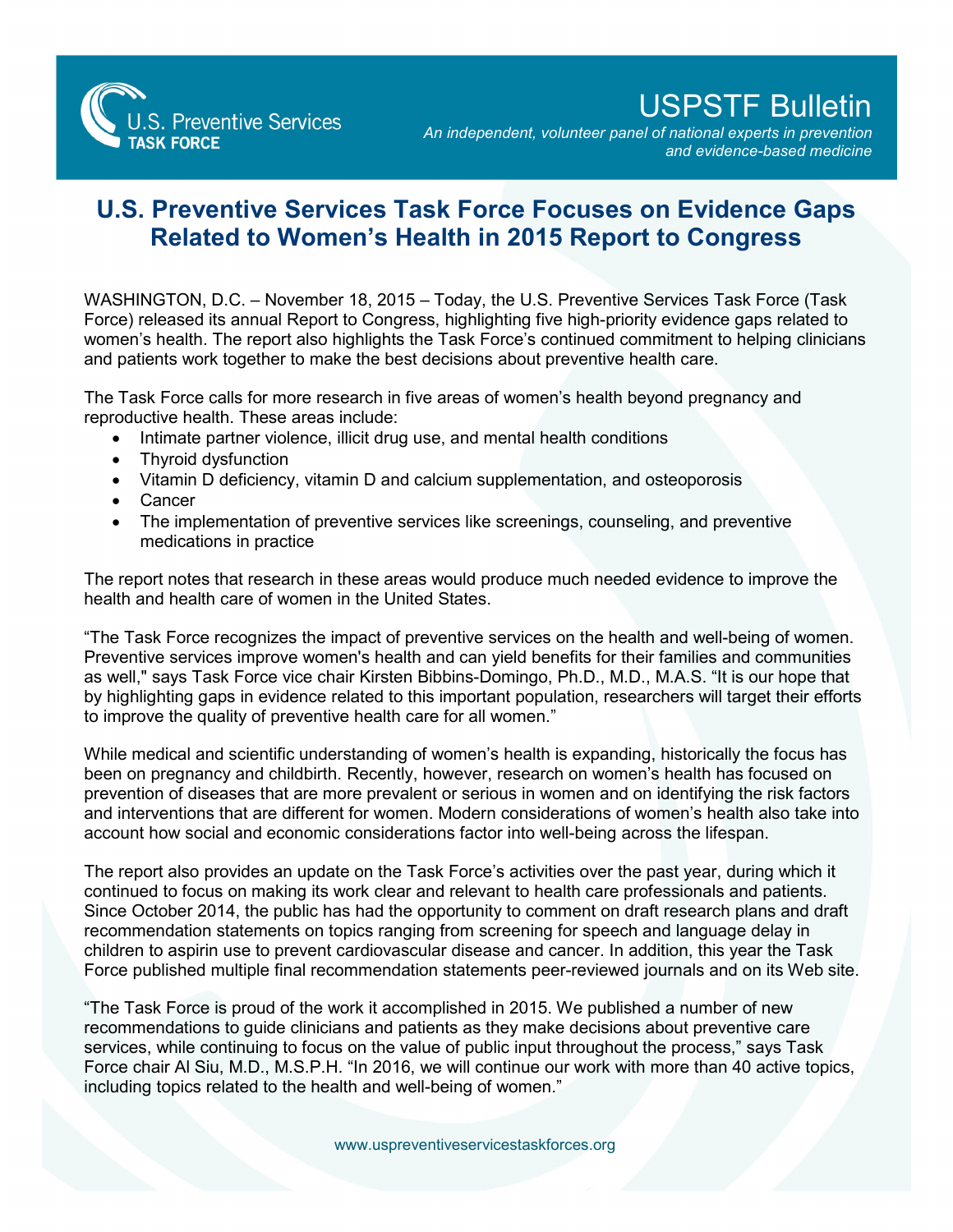U.S. Preventive Services TASK FORCE

# USPSTF Bulletin

*An independent, volunteer panel of national experts in prevention and evidence-based medicine*

## U.S. Preventive Services Task Force Focuses on Evidence Gaps Related to Women's Health in 2015 Report to Congress

WASHINGTON, D.C. – November 18, 2015 – Today, the U.S. Preventive Services Task Force (Task Force) released its annual Report to Congress, highlighting five high-priority evidence gaps related to women's health. The report also highlights the Task Force's continued commitment to helping clinicians and patients work together to make the best decisions about preventive health care.

The Task Force calls for more research in five areas of women's health beyond pregnancy and reproductive health. These areas include:

- Intimate partner violence, illicit drug use, and mental health conditions
- Thyroid dysfunction
- Vitamin D deficiency, vitamin D and calcium supplementation, and osteoporosis
- Cancer
- The implementation of preventive services like screenings, counseling, and preventive medications in practice

The report notes that research in these areas would produce much needed evidence to improve the health and health care of women in the United States.

"The Task Force recognizes the impact of preventive services on the health and well-being of women. Preventive services improve women's health and can yield benefits for their families and communities as well," says Task Force vice chair Kirsten Bibbins-Domingo, Ph.D., M.D., M.A.S. "It is our hope that by highlighting gaps in evidence related to this important population, researchers will target their efforts to improve the quality of preventive health care for all women."

While medical and scientific understanding of women's health is expanding, historically the focus has been on pregnancy and childbirth. Recently, however, research on women's health has focused on prevention of diseases that are more prevalent or serious in women and on identifying the risk factors and interventions that are different for women. Modern considerations of women's health also take into account how social and economic considerations factor into well-being across the lifespan.

The report also provides an update on the Task Force's activities over the past year, during which it continued to focus on making its work clear and relevant to health care professionals and patients. Since October 2014, the public has had the opportunity to comment on draft research plans and draft recommendation statements on topics ranging from screening for speech and language delay in children to aspirin use to prevent cardiovascular disease and cancer. In addition, this year the Task Force published multiple final recommendation statements peer-reviewed journals and on its Web site.

"The Task Force is proud of the work it accomplished in 2015. We published a number of new recommendations to guide clinicians and patients as they make decisions about preventive care services, while continuing to focus on the value of public input throughout the process," says Task Force chair Al Siu, M.D., M.S.P.H. "In 2016, we will continue our work with more than 40 active topics, including topics related to the health and well-being of women."

www.uspreventiveservicestaskforces.org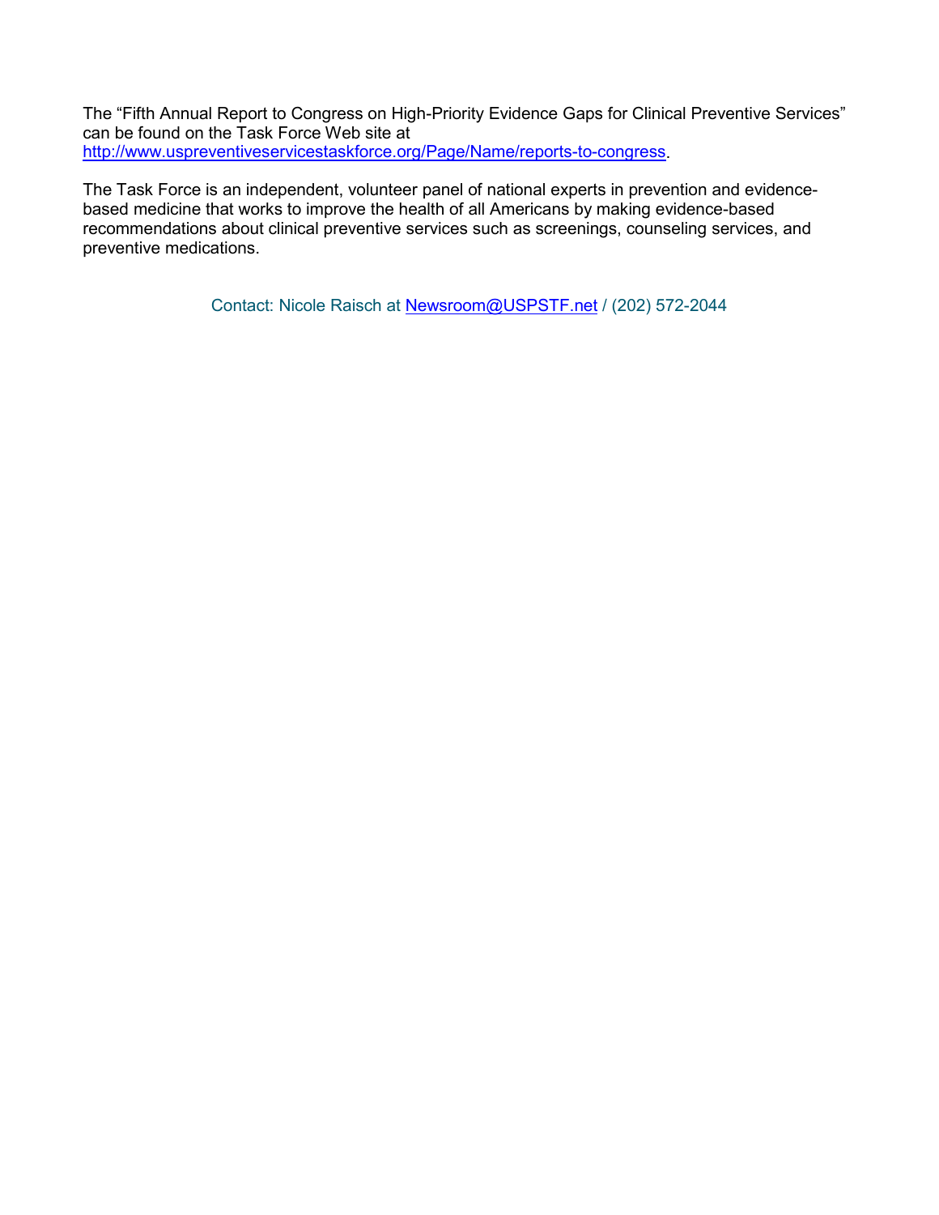The “Fifth Annual Report to Congress on High-Priority Evidence Gaps for Clinical Preventive Services” can be found on the Task Force Web site at [http://www.uspreventiveservicestaskforce.org/Page/Name/reports-to-congress](http://www.uspreventiveservicestaskforce.org/Page/Name/reports-to-congress).

The Task Force is an independent, volunteer panel of national experts in prevention and evidence-based medicine that works to improve the health of all Americans by making evidence-based recommendations about clinical preventive services such as screenings, counseling services, and preventive medications.

Contact: Nicole Raisch at [Newsroom@USPSTF.net](mailto:Newsroom@USPSTF.net) / (202) 572-2044